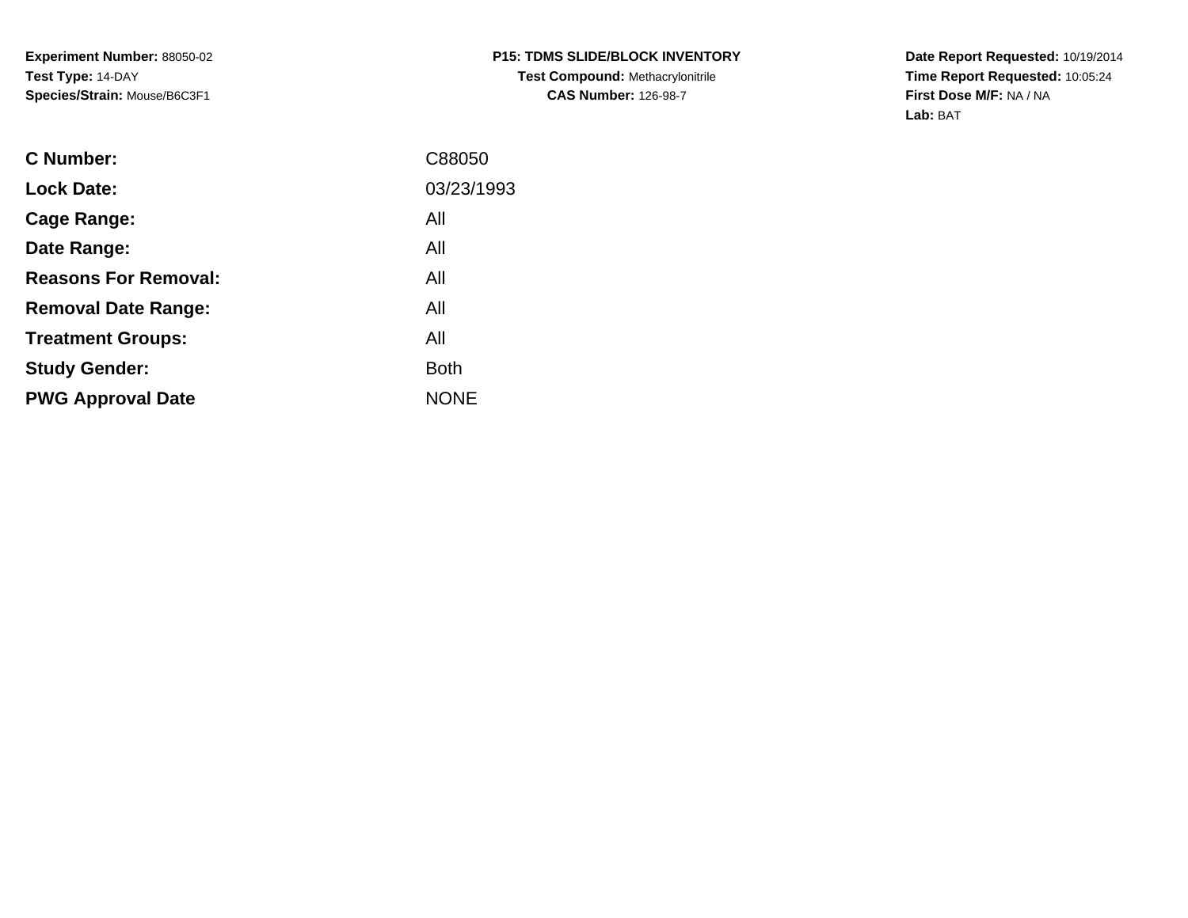**Experiment Number:** 88050-02
**Test Type:** 14-DAY
**Species/Strain:** Mouse/B6C3F1

**P15: TDMS SLIDE/BLOCK INVENTORY**
**Test Compound:** Methacrylonitrile
**CAS Number:** 126-98-7

**Date Report Requested:** 10/19/2014
**Time Report Requested:** 10:05:24
**First Dose M/F:** NA / NA
**Lab:** BAT

| | |
|---|---|
| **C Number:** | C88050 |
| **Lock Date:** | 03/23/1993 |
| **Cage Range:** | All |
| **Date Range:** | All |
| **Reasons For Removal:** | All |
| **Removal Date Range:** | All |
| **Treatment Groups:** | All |
| **Study Gender:** | Both |
| **PWG Approval Date** | NONE |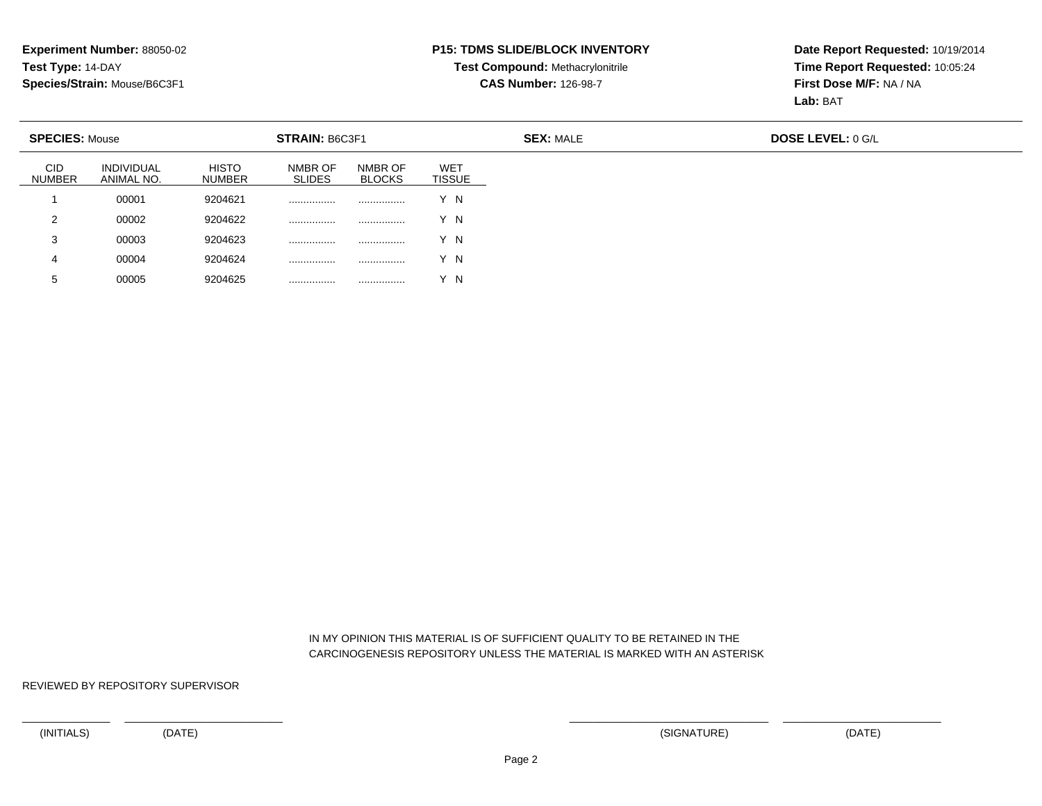**Experiment Number:** 88050-02
**Test Type:** 14-DAY
**Species/Strain:** Mouse/B6C3F1

**P15: TDMS SLIDE/BLOCK INVENTORY**
**Test Compound:** Methacrylonitrile
**CAS Number:** 126-98-7

**Date Report Requested:** 10/19/2014
**Time Report Requested:** 10:05:24
**First Dose M/F:** NA / NA
**Lab:** BAT

**SPECIES:** Mouse | **STRAIN:** B6C3F1 | **SEX:** MALE | **DOSE LEVEL:** 0 G/L

| CID NUMBER | INDIVIDUAL ANIMAL NO. | HISTO NUMBER | NMBR OF SLIDES | NMBR OF BLOCKS | WET TISSUE |
|---|---|---|---|---|---|
| 1 | 00001 | 9204621 | ................ | ................ | Y N |
| 2 | 00002 | 9204622 | ................ | ................ | Y N |
| 3 | 00003 | 9204623 | ................ | ................ | Y N |
| 4 | 00004 | 9204624 | ................ | ................ | Y N |
| 5 | 00005 | 9204625 | ................ | ................ | Y N |

IN MY OPINION THIS MATERIAL IS OF SUFFICIENT QUALITY TO BE RETAINED IN THE CARCINOGENESIS REPOSITORY UNLESS THE MATERIAL IS MARKED WITH AN ASTERISK

REVIEWED BY REPOSITORY SUPERVISOR

(INITIALS) (DATE) (SIGNATURE) (DATE)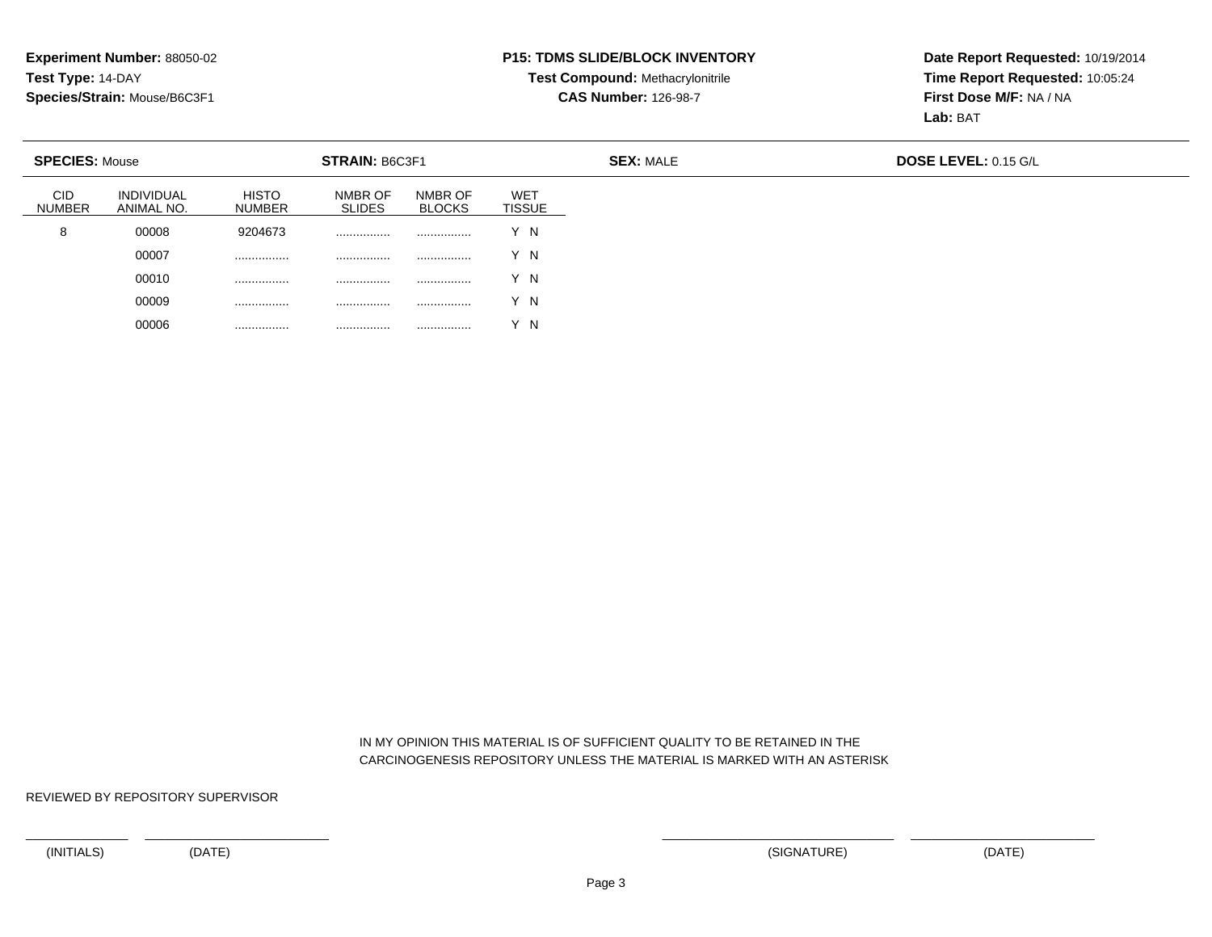**Experiment Number:** 88050-02
**Test Type:** 14-DAY
**Species/Strain:** Mouse/B6C3F1

**P15: TDMS SLIDE/BLOCK INVENTORY**
**Test Compound:** Methacrylonitrile
**CAS Number:** 126-98-7

**Date Report Requested:** 10/19/2014
**Time Report Requested:** 10:05:24
**First Dose M/F:** NA / NA
**Lab:** BAT

**SPECIES:** Mouse **STRAIN:** B6C3F1 **SEX:** MALE **DOSE LEVEL:** 0.15 G/L

| CID NUMBER | INDIVIDUAL ANIMAL NO. | HISTO NUMBER | NMBR OF SLIDES | NMBR OF BLOCKS | WET TISSUE |
|---|---|---|---|---|---|
| 8 | 00008 | 9204673 | ................ | ................ | Y N |
| | 00007 | ................ | ................ | ................ | Y N |
| | 00010 | ................ | ................ | ................ | Y N |
| | 00009 | ................ | ................ | ................ | Y N |
| | 00006 | ................ | ................ | ................ | Y N |

IN MY OPINION THIS MATERIAL IS OF SUFFICIENT QUALITY TO BE RETAINED IN THE CARCINOGENESIS REPOSITORY UNLESS THE MATERIAL IS MARKED WITH AN ASTERISK

REVIEWED BY REPOSITORY SUPERVISOR

(INITIALS) (DATE) (SIGNATURE) (DATE)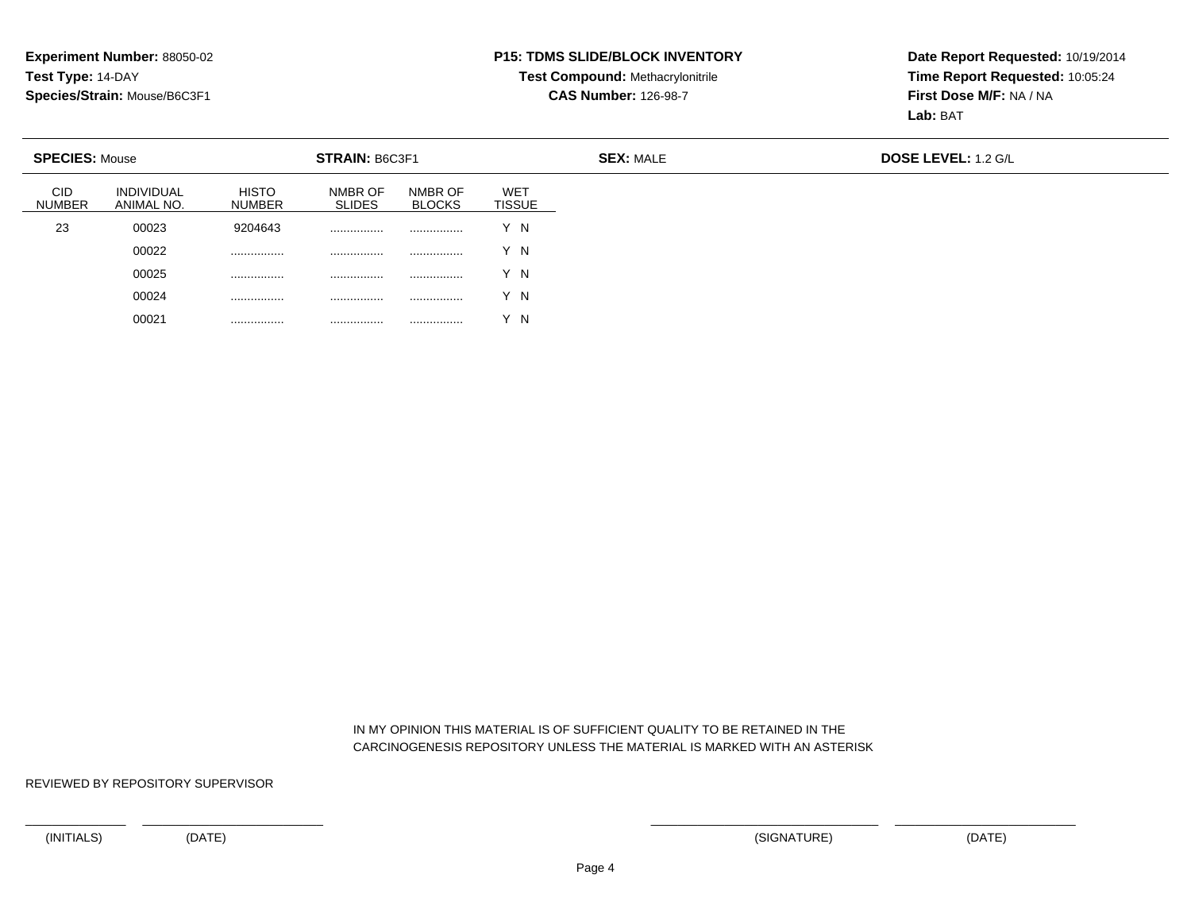**Experiment Number:** 88050-02
**Test Type:** 14-DAY
**Species/Strain:** Mouse/B6C3F1

**P15: TDMS SLIDE/BLOCK INVENTORY**
**Test Compound:** Methacrylonitrile
**CAS Number:** 126-98-7

**Date Report Requested:** 10/19/2014
**Time Report Requested:** 10:05:24
**First Dose M/F:** NA / NA
**Lab:** BAT

**SPECIES:** Mouse | **STRAIN:** B6C3F1 | **SEX:** MALE | **DOSE LEVEL:** 1.2 G/L

| CID NUMBER | INDIVIDUAL ANIMAL NO. | HISTO NUMBER | NMBR OF SLIDES | NMBR OF BLOCKS | WET TISSUE |
|---|---|---|---|---|---|
| 23 | 00023 | 9204643 | ................ | ................ | Y N |
| | 00022 | ................ | ................ | ................ | Y N |
| | 00025 | ................ | ................ | ................ | Y N |
| | 00024 | ................ | ................ | ................ | Y N |
| | 00021 | ................ | ................ | ................ | Y N |

IN MY OPINION THIS MATERIAL IS OF SUFFICIENT QUALITY TO BE RETAINED IN THE CARCINOGENESIS REPOSITORY UNLESS THE MATERIAL IS MARKED WITH AN ASTERISK

REVIEWED BY REPOSITORY SUPERVISOR

(INITIALS) (DATE) (SIGNATURE) (DATE)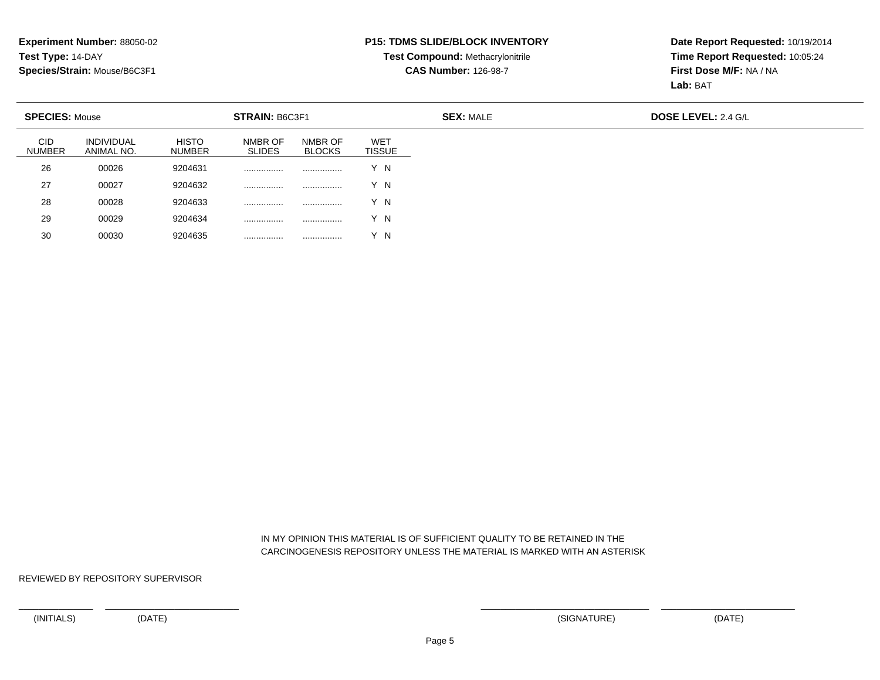**Experiment Number:** 88050-02
**Test Type:** 14-DAY
**Species/Strain:** Mouse/B6C3F1

**P15: TDMS SLIDE/BLOCK INVENTORY**
**Test Compound:** Methacrylonitrile
**CAS Number:** 126-98-7

**Date Report Requested:** 10/19/2014
**Time Report Requested:** 10:05:24
**First Dose M/F:** NA / NA
**Lab:** BAT

**SPECIES:** Mouse | **STRAIN:** B6C3F1 | **SEX:** MALE | **DOSE LEVEL:** 2.4 G/L

| CID NUMBER | INDIVIDUAL ANIMAL NO. | HISTO NUMBER | NMBR OF SLIDES | NMBR OF BLOCKS | WET TISSUE |
|---|---|---|---|---|---|
| 26 | 00026 | 9204631 | ................ | ................ | Y N |
| 27 | 00027 | 9204632 | ................ | ................ | Y N |
| 28 | 00028 | 9204633 | ................ | ................ | Y N |
| 29 | 00029 | 9204634 | ................ | ................ | Y N |
| 30 | 00030 | 9204635 | ................ | ................ | Y N |

IN MY OPINION THIS MATERIAL IS OF SUFFICIENT QUALITY TO BE RETAINED IN THE CARCINOGENESIS REPOSITORY UNLESS THE MATERIAL IS MARKED WITH AN ASTERISK

REVIEWED BY REPOSITORY SUPERVISOR

_____________ (INITIALS) _____________ (DATE) _____________ (SIGNATURE) _____________ (DATE)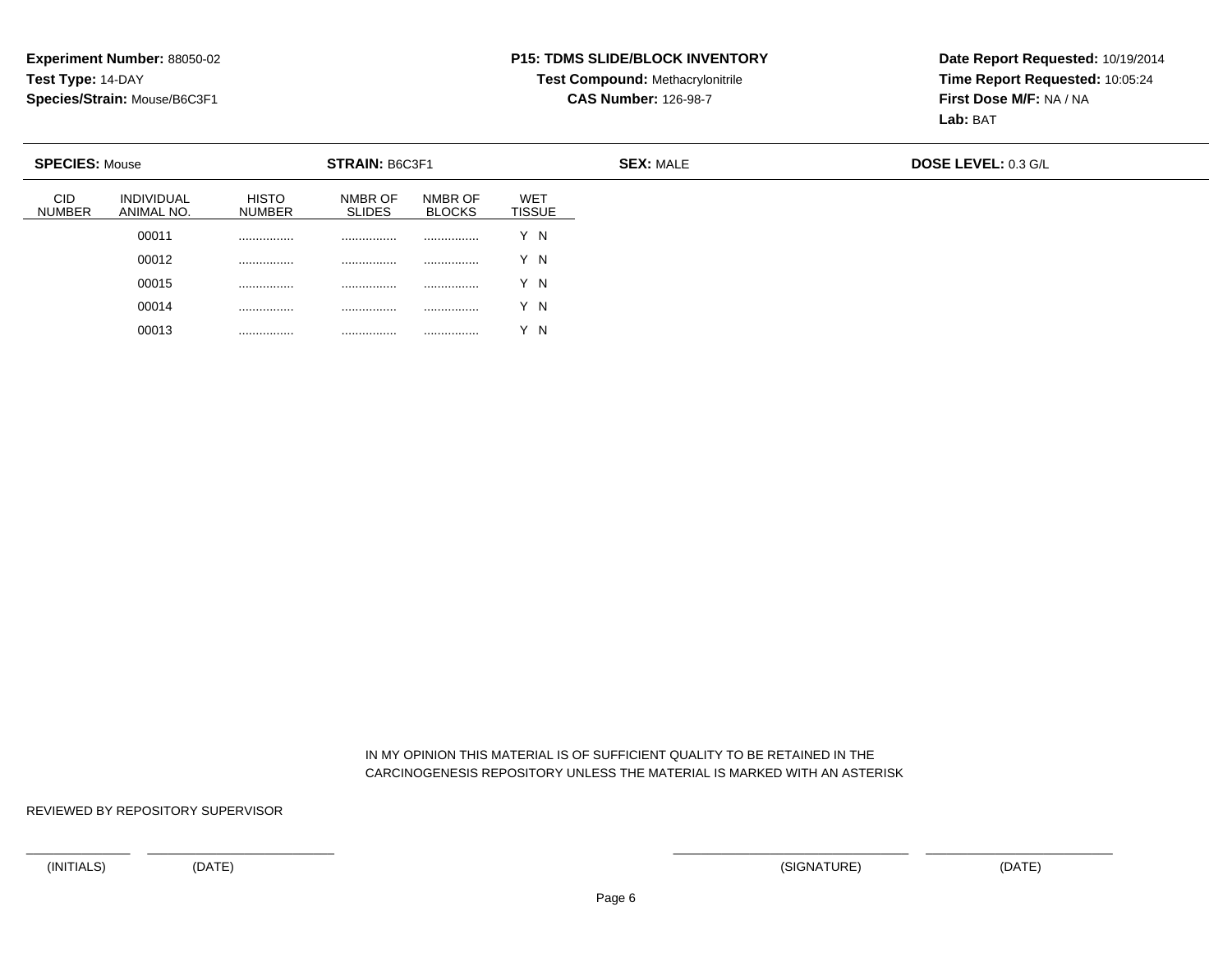**Experiment Number:** 88050-02
**Test Type:** 14-DAY
**Species/Strain:** Mouse/B6C3F1

**P15: TDMS SLIDE/BLOCK INVENTORY**
**Test Compound:** Methacrylonitrile
**CAS Number:** 126-98-7

**Date Report Requested:** 10/19/2014
**Time Report Requested:** 10:05:24
**First Dose M/F:** NA / NA
**Lab:** BAT

**SPECIES:** Mouse  **STRAIN:** B6C3F1  **SEX:** MALE  **DOSE LEVEL:** 0.3 G/L

| CID NUMBER | INDIVIDUAL ANIMAL NO. | HISTO NUMBER | NMBR OF SLIDES | NMBR OF BLOCKS | WET TISSUE |
|---|---|---|---|---|---|
| | 00011 | ................ | ................ | ................ | Y N |
| | 00012 | ................ | ................ | ................ | Y N |
| | 00015 | ................ | ................ | ................ | Y N |
| | 00014 | ................ | ................ | ................ | Y N |
| | 00013 | ................ | ................ | ................ | Y N |

IN MY OPINION THIS MATERIAL IS OF SUFFICIENT QUALITY TO BE RETAINED IN THE CARCINOGENESIS REPOSITORY UNLESS THE MATERIAL IS MARKED WITH AN ASTERISK

REVIEWED BY REPOSITORY SUPERVISOR

(INITIALS) (DATE) (SIGNATURE) (DATE)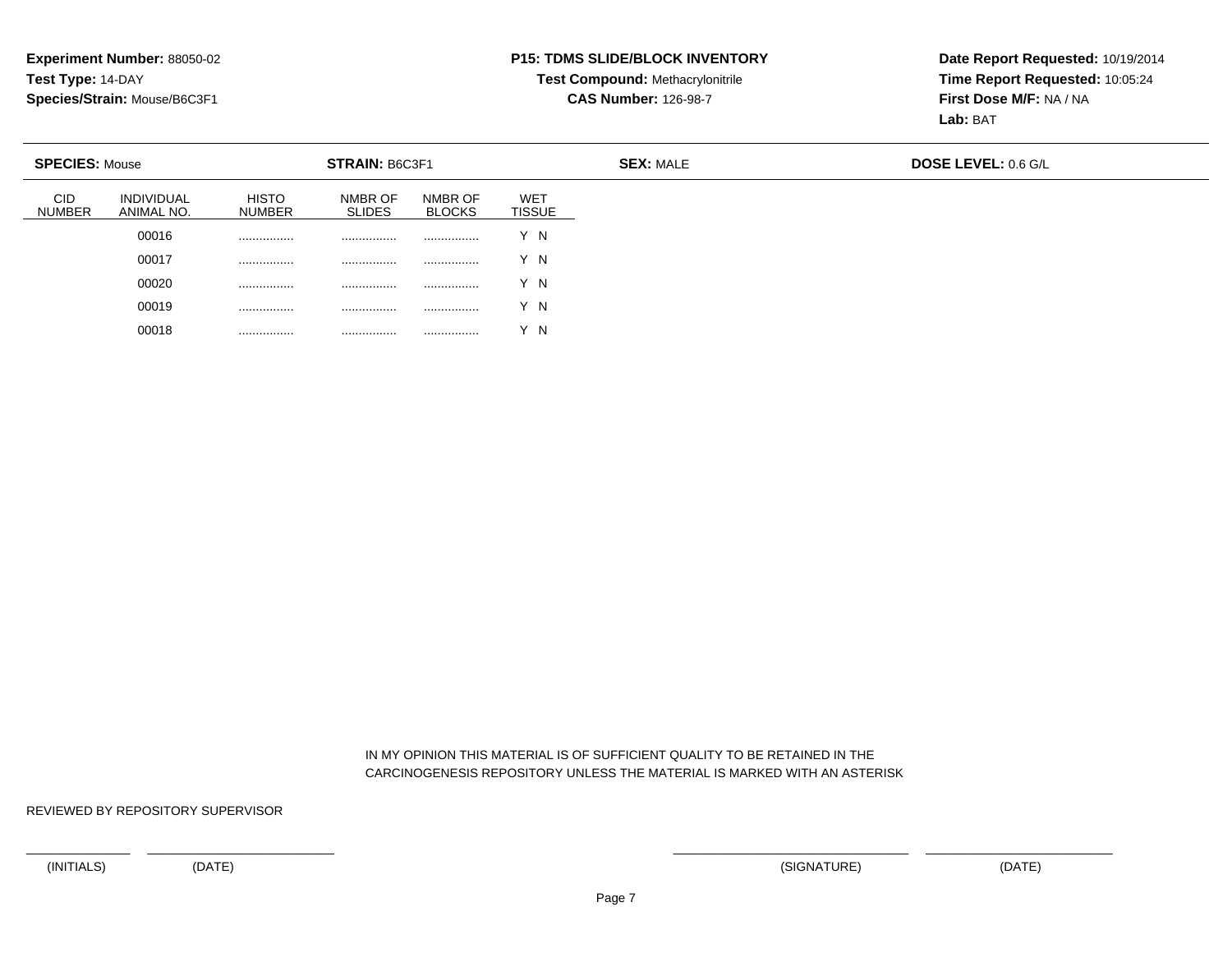**Experiment Number:** 88050-02
**Test Type:** 14-DAY
**Species/Strain:** Mouse/B6C3F1

**P15: TDMS SLIDE/BLOCK INVENTORY**
**Test Compound:** Methacrylonitrile
**CAS Number:** 126-98-7

**Date Report Requested:** 10/19/2014
**Time Report Requested:** 10:05:24
**First Dose M/F:** NA / NA
**Lab:** BAT

| **SPECIES:** Mouse | **STRAIN:** B6C3F1 | **SEX:** MALE | **DOSE LEVEL:** 0.6 G/L |
|---|---|---|---|

| CID NUMBER | INDIVIDUAL ANIMAL NO. | HISTO NUMBER | NMBR OF SLIDES | NMBR OF BLOCKS | WET TISSUE |
|---|---|---|---|---|---|
| | 00016 | ................ | ................ | ................ | Y N |
| | 00017 | ................ | ................ | ................ | Y N |
| | 00020 | ................ | ................ | ................ | Y N |
| | 00019 | ................ | ................ | ................ | Y N |
| | 00018 | ................ | ................ | ................ | Y N |

IN MY OPINION THIS MATERIAL IS OF SUFFICIENT QUALITY TO BE RETAINED IN THE CARCINOGENESIS REPOSITORY UNLESS THE MATERIAL IS MARKED WITH AN ASTERISK

REVIEWED BY REPOSITORY SUPERVISOR

\_\_\_\_\_\_\_\_\_\_ \_\_\_\_\_\_\_\_\_\_\_\_\_\_\_\_\_\_ \_\_\_\_\_\_\_\_\_\_\_\_\_\_\_\_\_\_\_\_\_\_ \_\_\_\_\_\_\_\_\_\_\_\_\_\_\_\_\_\_

(INITIALS) (DATE) (SIGNATURE) (DATE)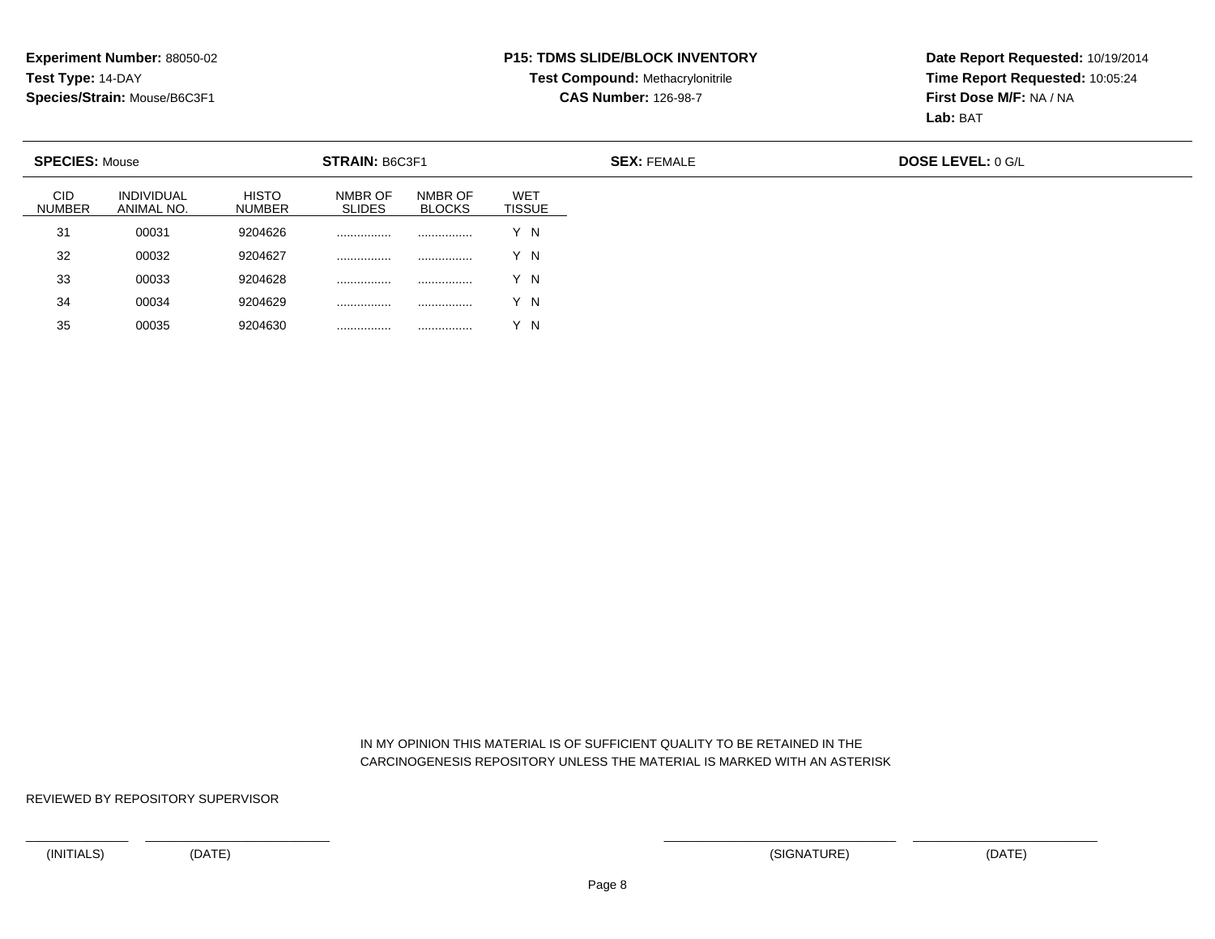**Experiment Number:** 88050-02
**Test Type:** 14-DAY
**Species/Strain:** Mouse/B6C3F1

**P15: TDMS SLIDE/BLOCK INVENTORY**
**Test Compound:** Methacrylonitrile
**CAS Number:** 126-98-7

**Date Report Requested:** 10/19/2014
**Time Report Requested:** 10:05:24
**First Dose M/F:** NA / NA
**Lab:** BAT

**SPECIES:** Mouse **STRAIN:** B6C3F1 **SEX:** FEMALE **DOSE LEVEL:** 0 G/L

| CID NUMBER | INDIVIDUAL ANIMAL NO. | HISTO NUMBER | NMBR OF SLIDES | NMBR OF BLOCKS | WET TISSUE |
|---|---|---|---|---|---|
| 31 | 00031 | 9204626 | ................ | ................ | Y N |
| 32 | 00032 | 9204627 | ................ | ................ | Y N |
| 33 | 00033 | 9204628 | ................ | ................ | Y N |
| 34 | 00034 | 9204629 | ................ | ................ | Y N |
| 35 | 00035 | 9204630 | ................ | ................ | Y N |

IN MY OPINION THIS MATERIAL IS OF SUFFICIENT QUALITY TO BE RETAINED IN THE CARCINOGENESIS REPOSITORY UNLESS THE MATERIAL IS MARKED WITH AN ASTERISK

REVIEWED BY REPOSITORY SUPERVISOR

(INITIALS) (DATE) (SIGNATURE) (DATE)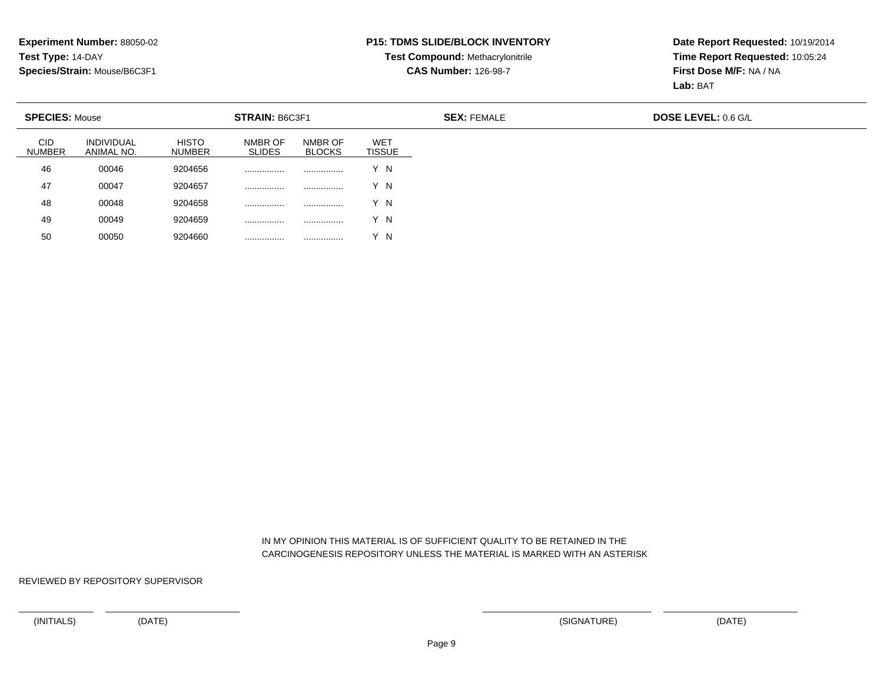**Experiment Number:** 88050-02
**Test Type:** 14-DAY
**Species/Strain:** Mouse/B6C3F1

**P15: TDMS SLIDE/BLOCK INVENTORY**
**Test Compound:** Methacrylonitrile
**CAS Number:** 126-98-7

**Date Report Requested:** 10/19/2014
**Time Report Requested:** 10:05:24
**First Dose M/F:** NA / NA
**Lab:** BAT

| **SPECIES:** Mouse | **STRAIN:** B6C3F1 | **SEX:** FEMALE | **DOSE LEVEL:** 0.6 G/L |
|---|---|---|---|

| CID NUMBER | INDIVIDUAL ANIMAL NO. | HISTO NUMBER | NMBR OF SLIDES | NMBR OF BLOCKS | WET TISSUE |
|---|---|---|---|---|---|
| 46 | 00046 | 9204656 | ................ | ................ | Y N |
| 47 | 00047 | 9204657 | ................ | ................ | Y N |
| 48 | 00048 | 9204658 | ................ | ................ | Y N |
| 49 | 00049 | 9204659 | ................ | ................ | Y N |
| 50 | 00050 | 9204660 | ................ | ................ | Y N |

IN MY OPINION THIS MATERIAL IS OF SUFFICIENT QUALITY TO BE RETAINED IN THE CARCINOGENESIS REPOSITORY UNLESS THE MATERIAL IS MARKED WITH AN ASTERISK

REVIEWED BY REPOSITORY SUPERVISOR

_______________ _______________________ _______________________ _______________________

(INITIALS) (DATE) (SIGNATURE) (DATE)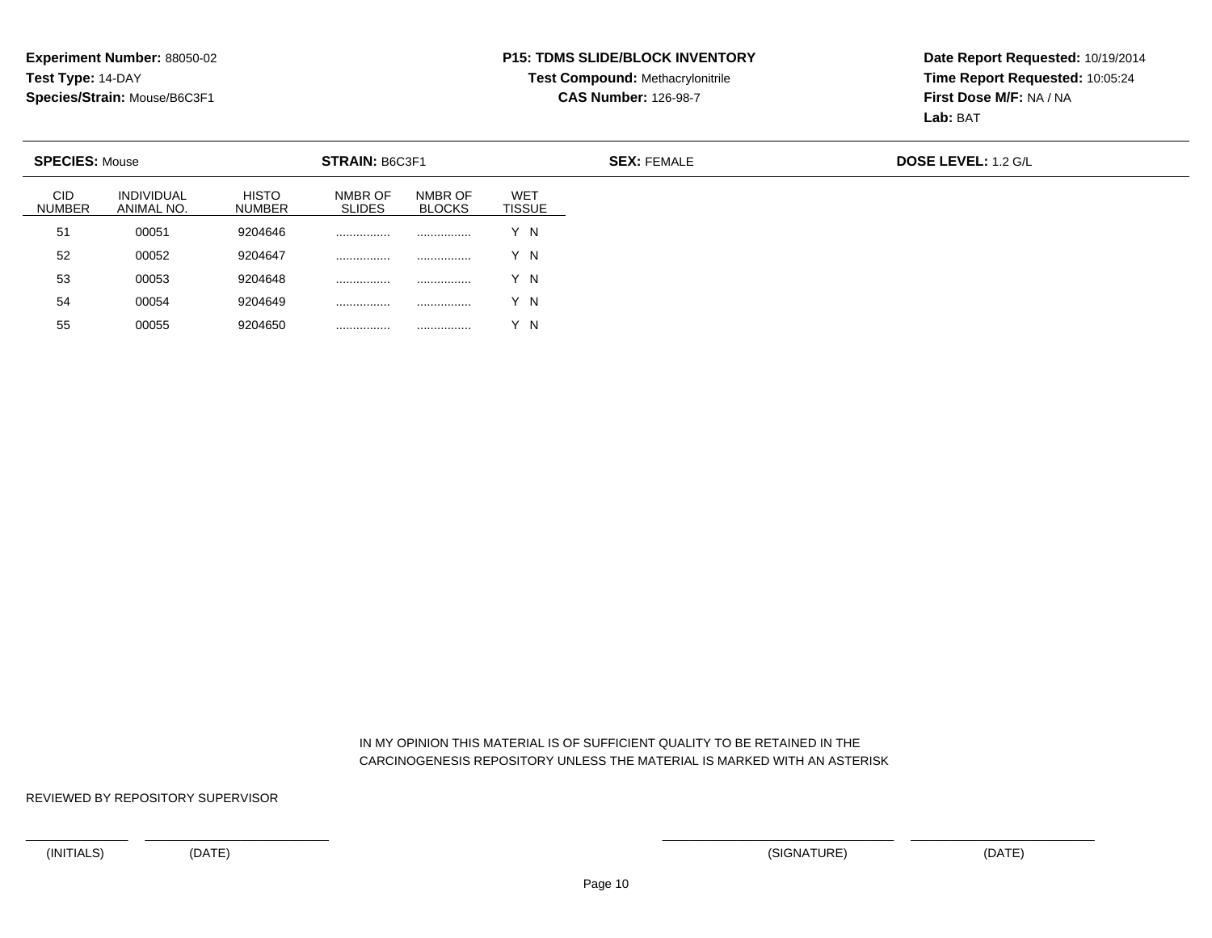**Experiment Number:** 88050-02
**Test Type:** 14-DAY
**Species/Strain:** Mouse/B6C3F1

**P15: TDMS SLIDE/BLOCK INVENTORY**
**Test Compound:** Methacrylonitrile
**CAS Number:** 126-98-7

**Date Report Requested:** 10/19/2014
**Time Report Requested:** 10:05:24
**First Dose M/F:** NA / NA
**Lab:** BAT

**SPECIES:** Mouse | **STRAIN:** B6C3F1 | **SEX:** FEMALE | **DOSE LEVEL:** 1.2 G/L

| CID NUMBER | INDIVIDUAL ANIMAL NO. | HISTO NUMBER | NMBR OF SLIDES | NMBR OF BLOCKS | WET TISSUE |
|---|---|---|---|---|---|
| 51 | 00051 | 9204646 | ................ | ................ | Y N |
| 52 | 00052 | 9204647 | ................ | ................ | Y N |
| 53 | 00053 | 9204648 | ................ | ................ | Y N |
| 54 | 00054 | 9204649 | ................ | ................ | Y N |
| 55 | 00055 | 9204650 | ................ | ................ | Y N |

IN MY OPINION THIS MATERIAL IS OF SUFFICIENT QUALITY TO BE RETAINED IN THE CARCINOGENESIS REPOSITORY UNLESS THE MATERIAL IS MARKED WITH AN ASTERISK

REVIEWED BY REPOSITORY SUPERVISOR

(INITIALS) (DATE) (SIGNATURE) (DATE)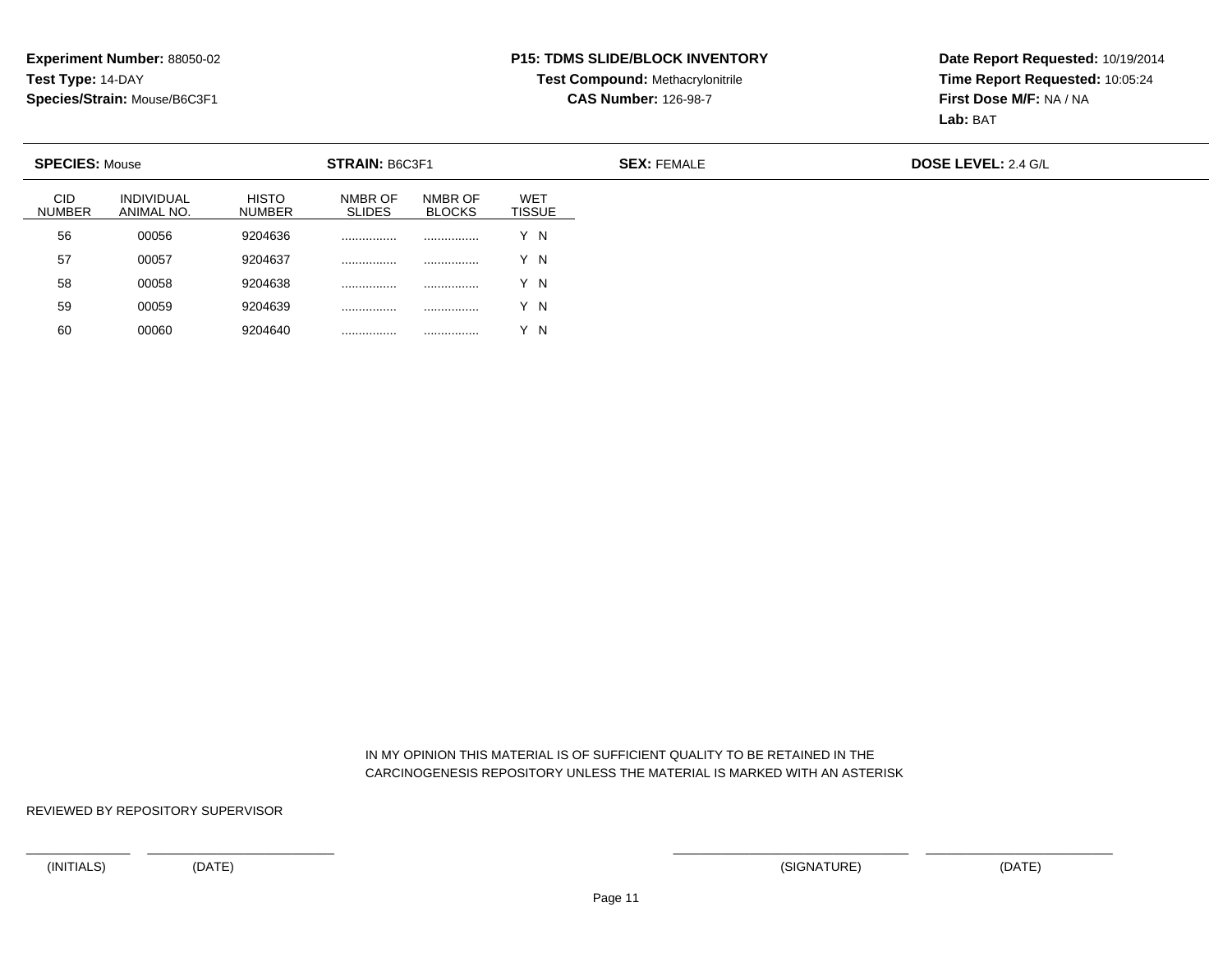**Experiment Number:** 88050-02
**Test Type:** 14-DAY
**Species/Strain:** Mouse/B6C3F1

**P15: TDMS SLIDE/BLOCK INVENTORY**
**Test Compound:** Methacrylonitrile
**CAS Number:** 126-98-7

**Date Report Requested:** 10/19/2014
**Time Report Requested:** 10:05:24
**First Dose M/F:** NA / NA
**Lab:** BAT

**SPECIES:** Mouse **STRAIN:** B6C3F1 **SEX:** FEMALE **DOSE LEVEL:** 2.4 G/L

| CID NUMBER | INDIVIDUAL ANIMAL NO. | HISTO NUMBER | NMBR OF SLIDES | NMBR OF BLOCKS | WET TISSUE |
|---|---|---|---|---|---|
| 56 | 00056 | 9204636 | ................ | ................ | Y N |
| 57 | 00057 | 9204637 | ................ | ................ | Y N |
| 58 | 00058 | 9204638 | ................ | ................ | Y N |
| 59 | 00059 | 9204639 | ................ | ................ | Y N |
| 60 | 00060 | 9204640 | ................ | ................ | Y N |

IN MY OPINION THIS MATERIAL IS OF SUFFICIENT QUALITY TO BE RETAINED IN THE CARCINOGENESIS REPOSITORY UNLESS THE MATERIAL IS MARKED WITH AN ASTERISK

REVIEWED BY REPOSITORY SUPERVISOR

(INITIALS) (DATE) (SIGNATURE) (DATE)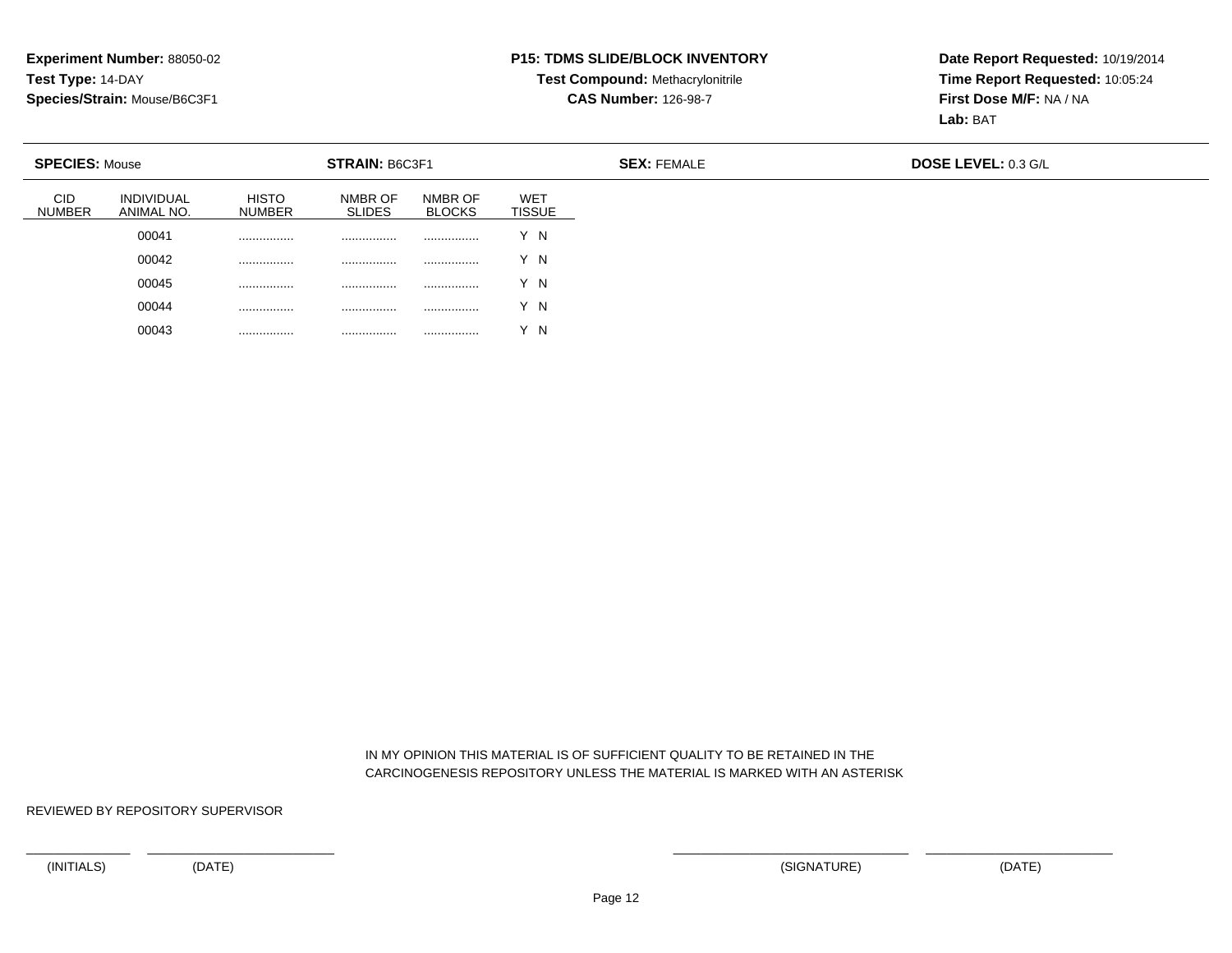**Experiment Number:** 88050-02
**Test Type:** 14-DAY
**Species/Strain:** Mouse/B6C3F1

**P15: TDMS SLIDE/BLOCK INVENTORY**
**Test Compound:** Methacrylonitrile
**CAS Number:** 126-98-7

**Date Report Requested:** 10/19/2014
**Time Report Requested:** 10:05:24
**First Dose M/F:** NA / NA
**Lab:** BAT

**SPECIES:** Mouse | **STRAIN:** B6C3F1 | **SEX:** FEMALE | **DOSE LEVEL:** 0.3 G/L

| CID NUMBER | INDIVIDUAL ANIMAL NO. | HISTO NUMBER | NMBR OF SLIDES | NMBR OF BLOCKS | WET TISSUE |
|---|---|---|---|---|---|
| | 00041 | ................ | ................ | ................ | Y N |
| | 00042 | ................ | ................ | ................ | Y N |
| | 00045 | ................ | ................ | ................ | Y N |
| | 00044 | ................ | ................ | ................ | Y N |
| | 00043 | ................ | ................ | ................ | Y N |

IN MY OPINION THIS MATERIAL IS OF SUFFICIENT QUALITY TO BE RETAINED IN THE CARCINOGENESIS REPOSITORY UNLESS THE MATERIAL IS MARKED WITH AN ASTERISK

REVIEWED BY REPOSITORY SUPERVISOR

(INITIALS) (DATE) (SIGNATURE) (DATE)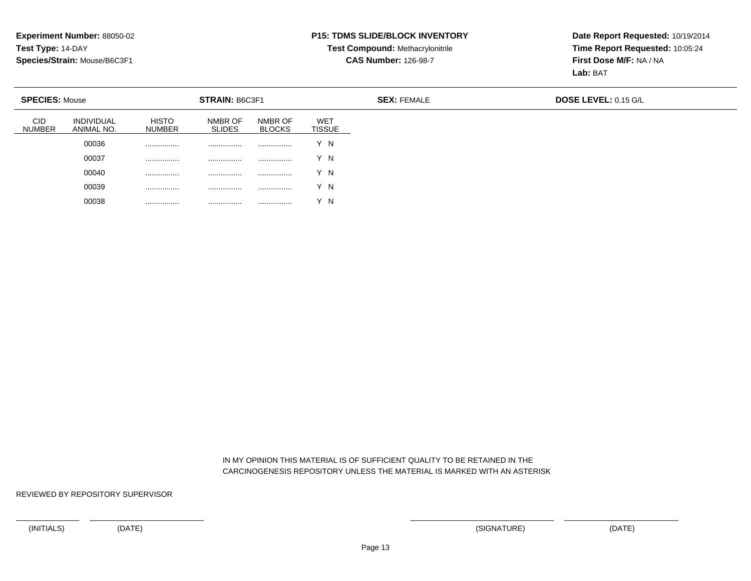**Experiment Number:** 88050-02
**Test Type:** 14-DAY
**Species/Strain:** Mouse/B6C3F1

**P15: TDMS SLIDE/BLOCK INVENTORY**
**Test Compound:** Methacrylonitrile
**CAS Number:** 126-98-7

**Date Report Requested:** 10/19/2014
**Time Report Requested:** 10:05:24
**First Dose M/F:** NA / NA
**Lab:** BAT

**SPECIES:** Mouse **STRAIN:** B6C3F1 **SEX:** FEMALE **DOSE LEVEL:** 0.15 G/L

| CID NUMBER | INDIVIDUAL ANIMAL NO. | HISTO NUMBER | NMBR OF SLIDES | NMBR OF BLOCKS | WET TISSUE |
|---|---|---|---|---|---|
| | 00036 | ................ | ................ | ................ | Y N |
| | 00037 | ................ | ................ | ................ | Y N |
| | 00040 | ................ | ................ | ................ | Y N |
| | 00039 | ................ | ................ | ................ | Y N |
| | 00038 | ................ | ................ | ................ | Y N |

IN MY OPINION THIS MATERIAL IS OF SUFFICIENT QUALITY TO BE RETAINED IN THE CARCINOGENESIS REPOSITORY UNLESS THE MATERIAL IS MARKED WITH AN ASTERISK

REVIEWED BY REPOSITORY SUPERVISOR

(INITIALS) (DATE) (SIGNATURE) (DATE)